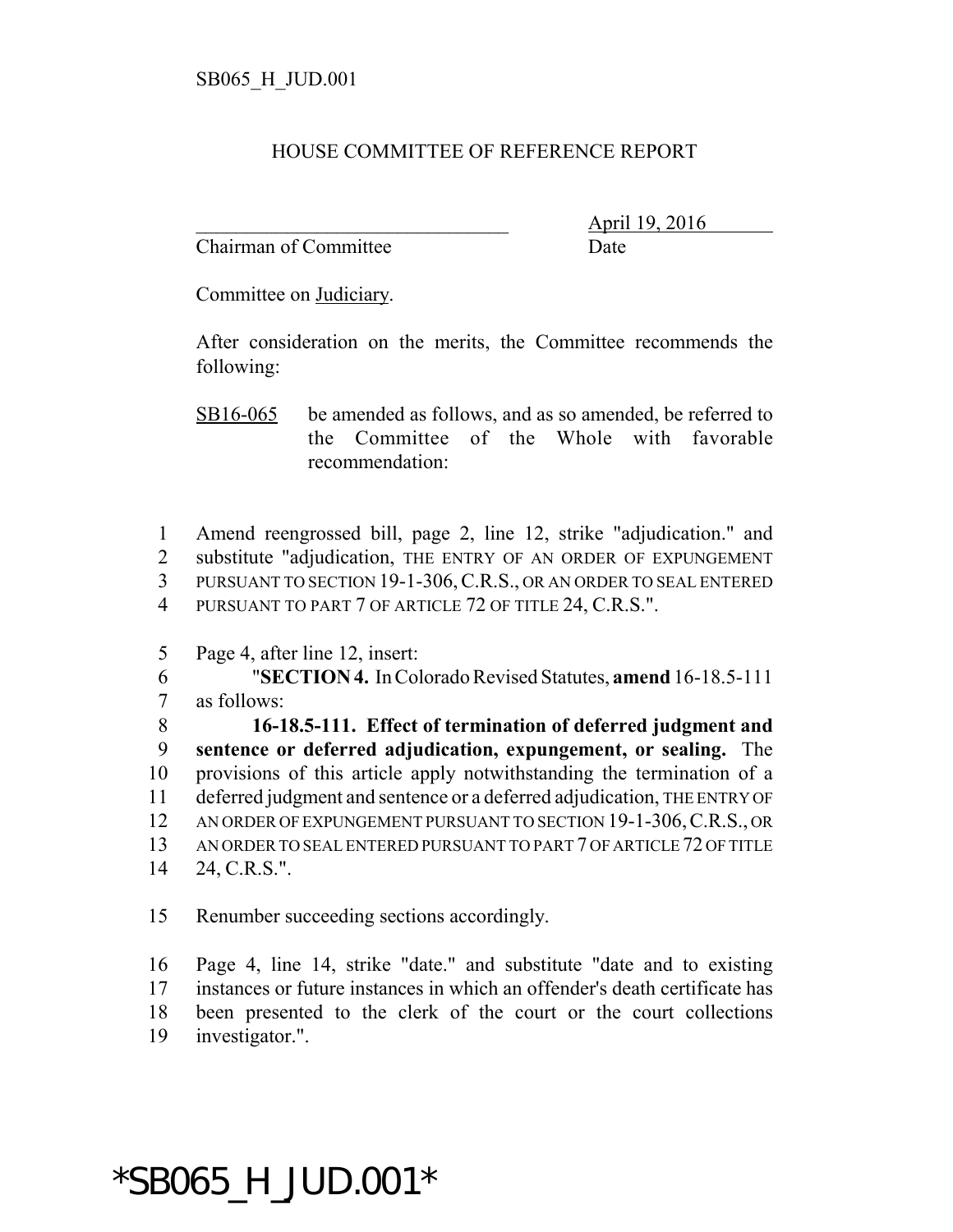SB065_H_JUD.001

HOUSE COMMITTEE OF REFERENCE REPORT

_______________________________ April 19, 2016
Chairman of Committee Date

Committee on Judiciary.

After consideration on the merits, the Committee recommends the following:

SB16-065 be amended as follows, and as so amended, be referred to the Committee of the Whole with favorable recommendation:

1 Amend reengrossed bill, page 2, line 12, strike "adjudication." and
2 substitute "adjudication, THE ENTRY OF AN ORDER OF EXPUNGEMENT
3 PURSUANT TO SECTION 19-1-306, C.R.S., OR AN ORDER TO SEAL ENTERED
4 PURSUANT TO PART 7 OF ARTICLE 72 OF TITLE 24, C.R.S.".

5 Page 4, after line 12, insert:
6 "**SECTION 4.** In Colorado Revised Statutes, **amend** 16-18.5-111
7 as follows:
8 **16-18.5-111. Effect of termination of deferred judgment and**
9 **sentence or deferred adjudication, expungement, or sealing.** The
10 provisions of this article apply notwithstanding the termination of a
11 deferred judgment and sentence or a deferred adjudication, THE ENTRY OF
12 AN ORDER OF EXPUNGEMENT PURSUANT TO SECTION 19-1-306, C.R.S., OR
13 AN ORDER TO SEAL ENTERED PURSUANT TO PART 7 OF ARTICLE 72 OF TITLE
14 24, C.R.S.".

15 Renumber succeeding sections accordingly.

16 Page 4, line 14, strike "date." and substitute "date and to existing
17 instances or future instances in which an offender's death certificate has
18 been presented to the clerk of the court or the court collections
19 investigator.".

*SB065_H_JUD.001*